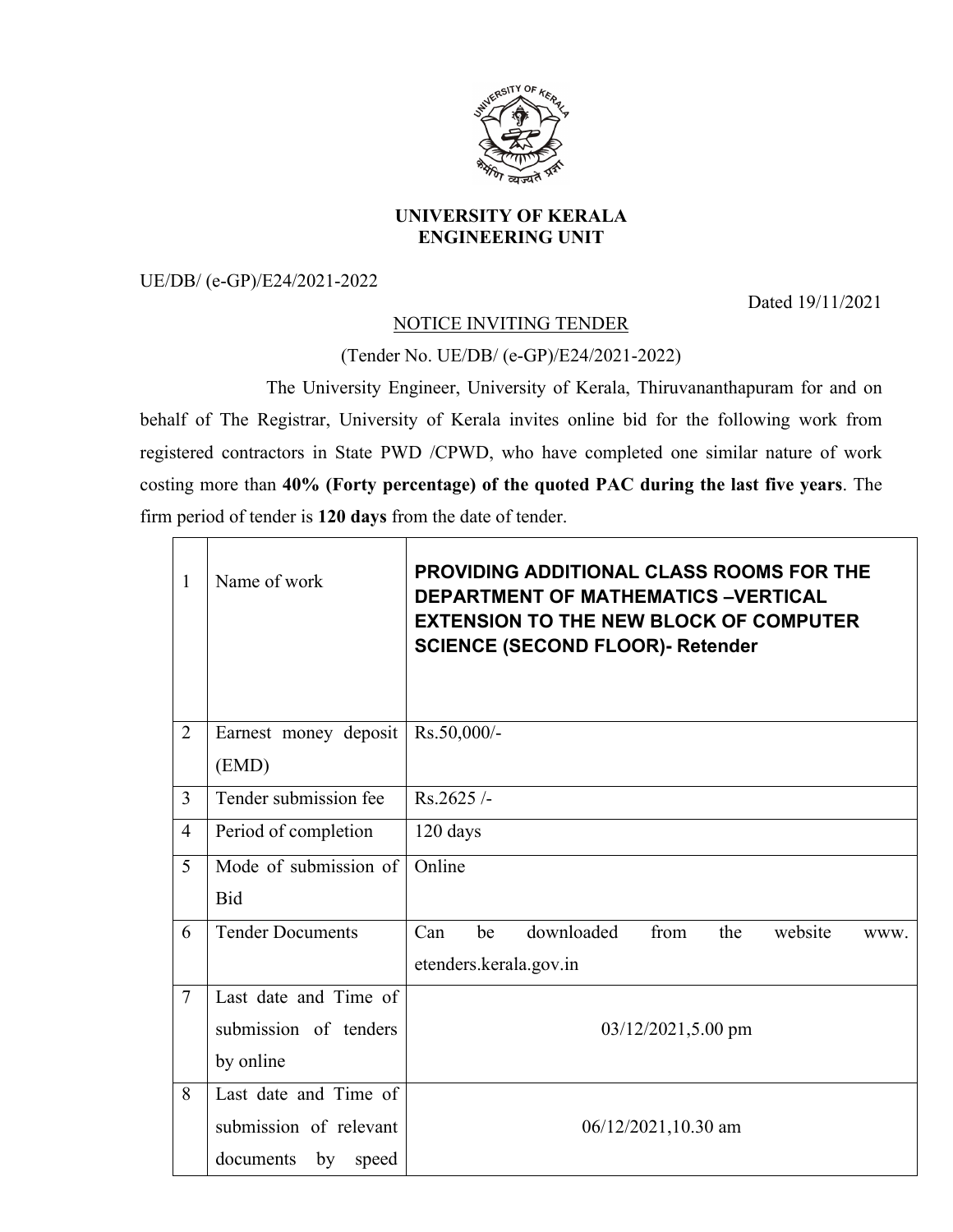**UNIVERSITY OF KERALA**
**ENGINEERING UNIT**

UE/DB/ (e-GP)/E24/2021-2022

Dated 19/11/2021

NOTICE INVITING TENDER

(Tender No. UE/DB/ (e-GP)/E24/2021-2022)

The University Engineer, University of Kerala, Thiruvananthapuram for and on behalf of The Registrar, University of Kerala invites online bid for the following work from registered contractors in State PWD /CPWD, who have completed one similar nature of work costing more than **40% (Forty percentage) of the quoted PAC during the last five years**. The firm period of tender is **120 days** from the date of tender.

| | | |
|---|---|---|
| 1 | Name of work | **PROVIDING ADDITIONAL CLASS ROOMS FOR THE DEPARTMENT OF MATHEMATICS –VERTICAL EXTENSION TO THE NEW BLOCK OF COMPUTER SCIENCE (SECOND FLOOR)- Retender** |
| 2 | Earnest money deposit (EMD) | Rs.50,000/- |
| 3 | Tender submission fee | Rs.2625 /- |
| 4 | Period of completion | 120 days |
| 5 | Mode of submission of Bid | Online |
| 6 | Tender Documents | Can be downloaded from the website www. etenders.kerala.gov.in |
| 7 | Last date and Time of submission of tenders by online | 03/12/2021,5.00 pm |
| 8 | Last date and Time of submission of relevant documents by speed | 06/12/2021,10.30 am |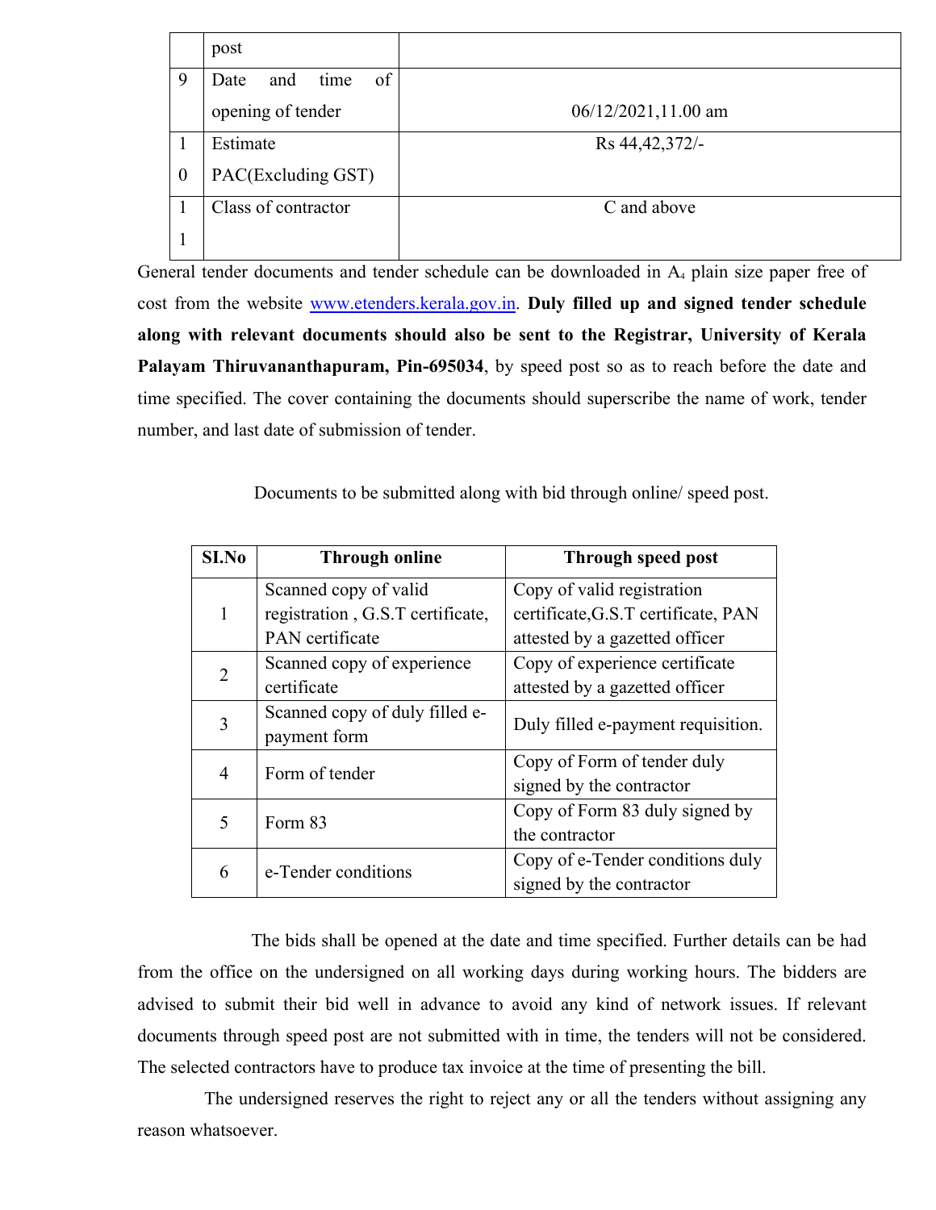|  |  |  |
| --- | --- | --- |
|  | post |  |
| 9 | Date and time of opening of tender | 06/12/2021,11.00 am |
| 10 | Estimate PAC(Excluding GST) | Rs 44,42,372/- |
| 11 | Class of contractor | C and above |

General tender documents and tender schedule can be downloaded in $A_4$ plain size paper free of cost from the website www.etenders.kerala.gov.in. **Duly filled up and signed tender schedule along with relevant documents should also be sent to the Registrar, University of Kerala Palayam Thiruvananthapuram, Pin-695034**, by speed post so as to reach before the date and time specified. The cover containing the documents should superscribe the name of work, tender number, and last date of submission of tender.

Documents to be submitted along with bid through online/ speed post.

| SI.No | Through online | Through speed post |
| --- | --- | --- |
| 1 | Scanned copy of valid registration , G.S.T certificate, PAN certificate | Copy of valid registration certificate,G.S.T certificate, PAN attested by a gazetted officer |
| 2 | Scanned copy of experience certificate | Copy of experience certificate attested by a gazetted officer |
| 3 | Scanned copy of duly filled e-payment form | Duly filled e-payment requisition. |
| 4 | Form of tender | Copy of Form of tender duly signed by the contractor |
| 5 | Form 83 | Copy of Form 83 duly signed by the contractor |
| 6 | e-Tender conditions | Copy of e-Tender conditions duly signed by the contractor |

The bids shall be opened at the date and time specified. Further details can be had from the office on the undersigned on all working days during working hours. The bidders are advised to submit their bid well in advance to avoid any kind of network issues. If relevant documents through speed post are not submitted with in time, the tenders will not be considered. The selected contractors have to produce tax invoice at the time of presenting the bill.

The undersigned reserves the right to reject any or all the tenders without assigning any reason whatsoever.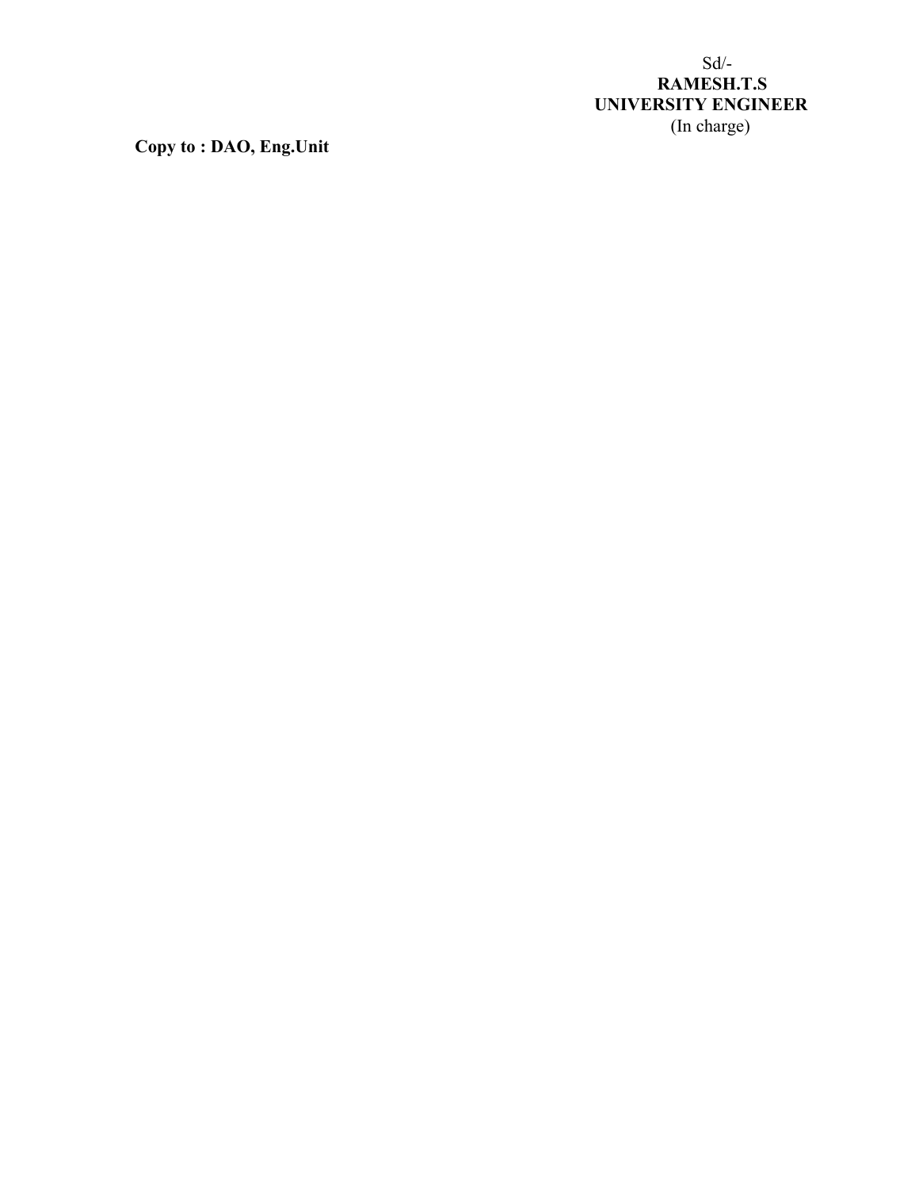Sd/-

**RAMESH.T.S**

**UNIVERSITY ENGINEER**

(In charge)

**Copy to : DAO, Eng.Unit**